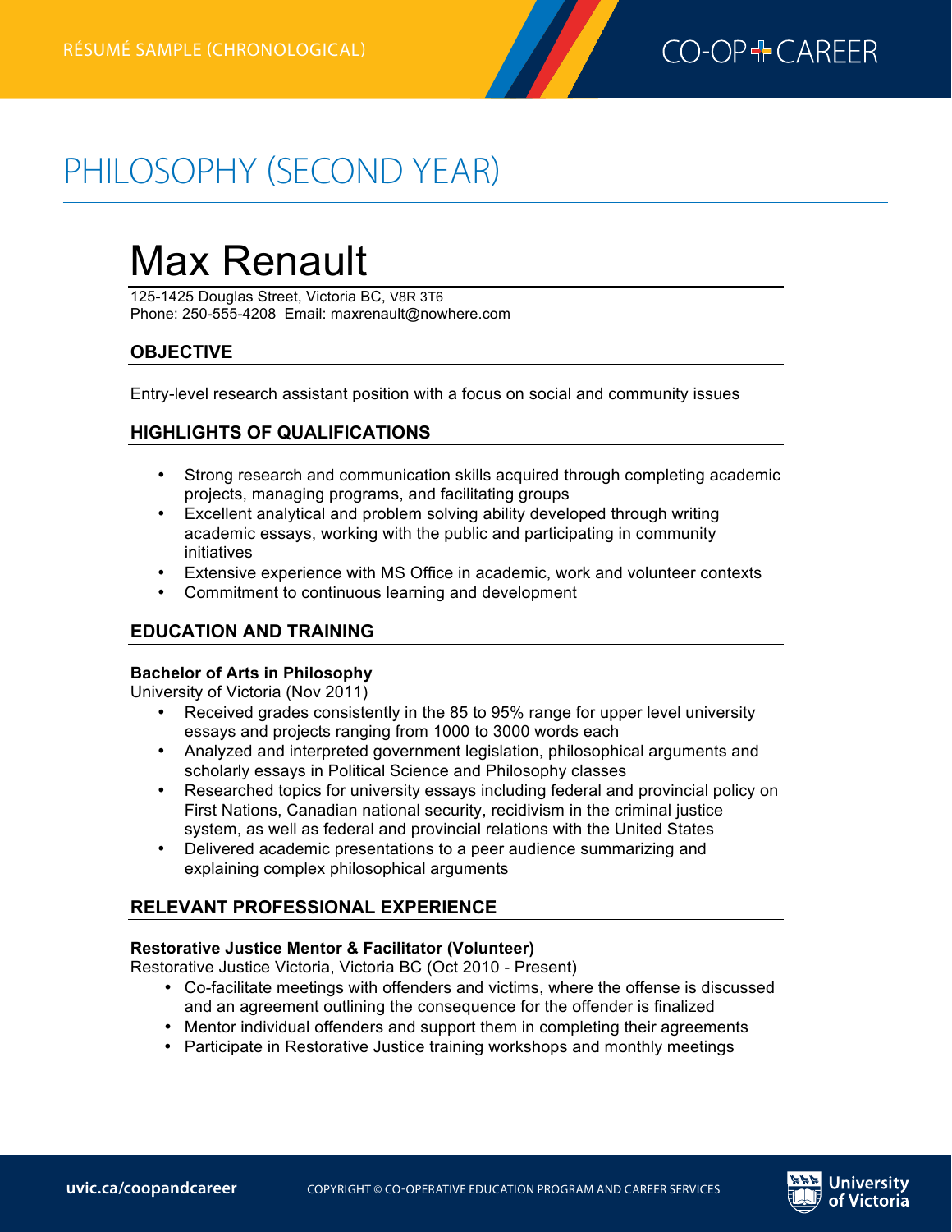RÉSUMÉ SAMPLE (CHRONOLOGICAL)

# PHILOSOPHY (SECOND YEAR)

# Max Renault

125-1425 Douglas Street, Victoria BC, V8R 3T6
Phone: 250-555-4208 Email: maxrenault@nowhere.com

## OBJECTIVE

Entry-level research assistant position with a focus on social and community issues

## HIGHLIGHTS OF QUALIFICATIONS

- Strong research and communication skills acquired through completing academic projects, managing programs, and facilitating groups
- Excellent analytical and problem solving ability developed through writing academic essays, working with the public and participating in community initiatives
- Extensive experience with MS Office in academic, work and volunteer contexts
- Commitment to continuous learning and development

## EDUCATION AND TRAINING

**Bachelor of Arts in Philosophy**
University of Victoria (Nov 2011)

- Received grades consistently in the 85 to 95% range for upper level university essays and projects ranging from 1000 to 3000 words each
- Analyzed and interpreted government legislation, philosophical arguments and scholarly essays in Political Science and Philosophy classes
- Researched topics for university essays including federal and provincial policy on First Nations, Canadian national security, recidivism in the criminal justice system, as well as federal and provincial relations with the United States
- Delivered academic presentations to a peer audience summarizing and explaining complex philosophical arguments

## RELEVANT PROFESSIONAL EXPERIENCE

**Restorative Justice Mentor & Facilitator (Volunteer)**
Restorative Justice Victoria, Victoria BC (Oct 2010 - Present)

- Co-facilitate meetings with offenders and victims, where the offense is discussed and an agreement outlining the consequence for the offender is finalized
- Mentor individual offenders and support them in completing their agreements
- Participate in Restorative Justice training workshops and monthly meetings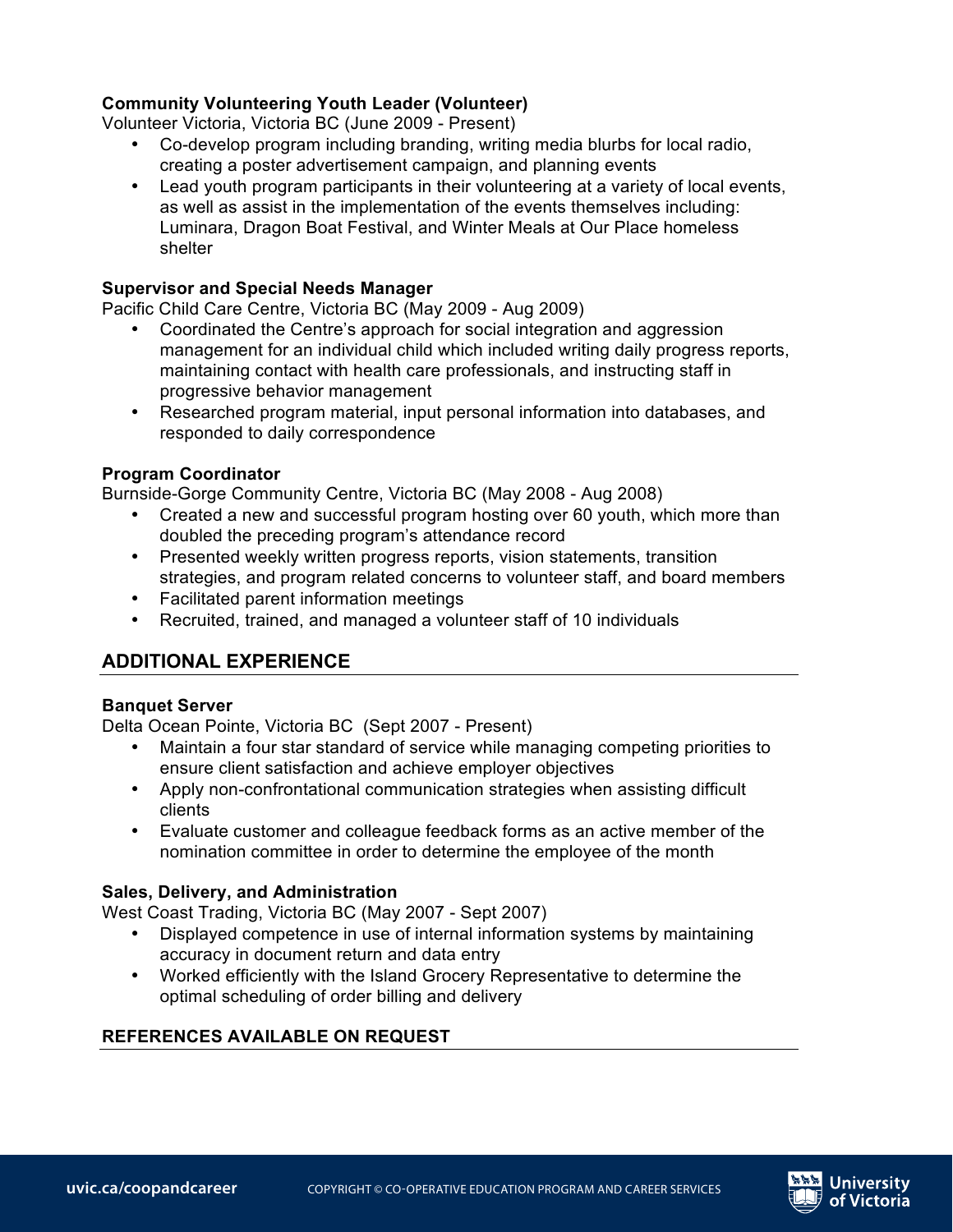**Community Volunteering Youth Leader (Volunteer)**
Volunteer Victoria, Victoria BC (June 2009 - Present)

- Co-develop program including branding, writing media blurbs for local radio, creating a poster advertisement campaign, and planning events
- Lead youth program participants in their volunteering at a variety of local events, as well as assist in the implementation of the events themselves including: Luminara, Dragon Boat Festival, and Winter Meals at Our Place homeless shelter

**Supervisor and Special Needs Manager**
Pacific Child Care Centre, Victoria BC (May 2009 - Aug 2009)

- Coordinated the Centre's approach for social integration and aggression management for an individual child which included writing daily progress reports, maintaining contact with health care professionals, and instructing staff in progressive behavior management
- Researched program material, input personal information into databases, and responded to daily correspondence

**Program Coordinator**
Burnside-Gorge Community Centre, Victoria BC (May 2008 - Aug 2008)

- Created a new and successful program hosting over 60 youth, which more than doubled the preceding program's attendance record
- Presented weekly written progress reports, vision statements, transition strategies, and program related concerns to volunteer staff, and board members
- Facilitated parent information meetings
- Recruited, trained, and managed a volunteer staff of 10 individuals

## ADDITIONAL EXPERIENCE

**Banquet Server**
Delta Ocean Pointe, Victoria BC (Sept 2007 - Present)

- Maintain a four star standard of service while managing competing priorities to ensure client satisfaction and achieve employer objectives
- Apply non-confrontational communication strategies when assisting difficult clients
- Evaluate customer and colleague feedback forms as an active member of the nomination committee in order to determine the employee of the month

**Sales, Delivery, and Administration**
West Coast Trading, Victoria BC (May 2007 - Sept 2007)

- Displayed competence in use of internal information systems by maintaining accuracy in document return and data entry
- Worked efficiently with the Island Grocery Representative to determine the optimal scheduling of order billing and delivery

## REFERENCES AVAILABLE ON REQUEST